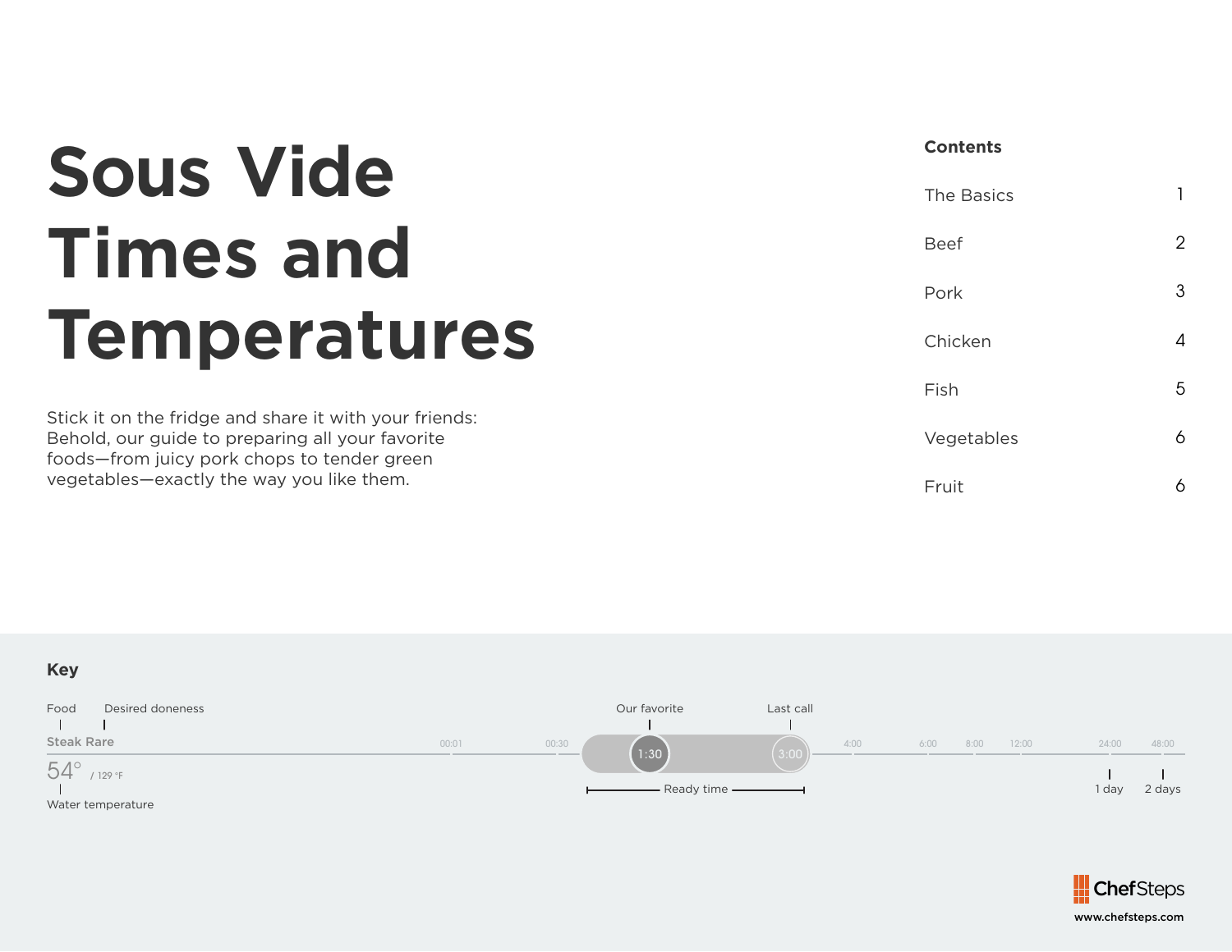# Sous Vide Times and Temperatures

Stick it on the fridge and share it with your friends: Behold, our guide to preparing all your favorite foods—from juicy pork chops to tender green vegetables—exactly the way you like them.

## Contents

| | |
|---|---|
| The Basics | 1 |
| Beef | 2 |
| Pork | 3 |
| Chicken | 4 |
| Fish | 5 |
| Vegetables | 6 |
| Fruit | 6 |

## Key

Food — Desired doneness

**Steak Rare**

54° / 129 °F

Water temperature

Timeline: 00:01 — 00:30 — 1:30 (Our favorite) — 3:00 (Last call) — 4:00 — 6:00 — 8:00 — 12:00 — 24:00 (1 day) — 48:00 (2 days)

Ready time: from 1:30 to 3:00

ChefSteps

www.chefsteps.com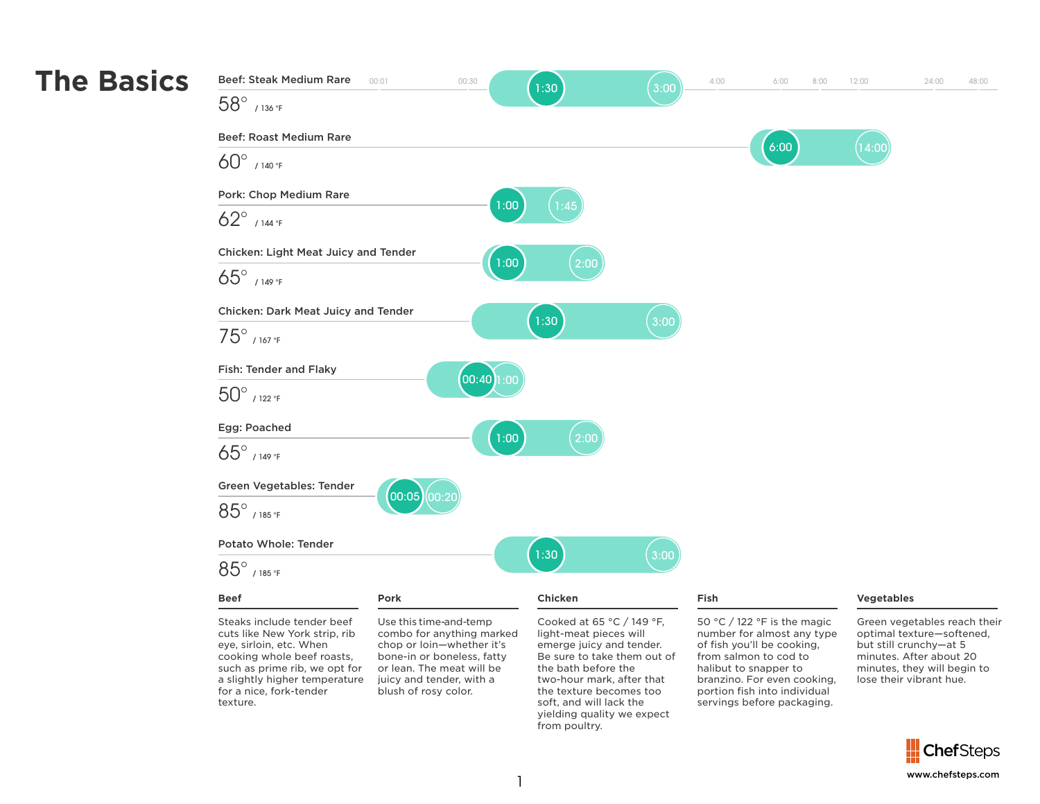# The Basics

| Food | Temperature | Minimum time | Maximum time |
|---|---|---|---|
| Beef: Steak Medium Rare | 58° / 136 °F | 1:30 | 3:00 |
| Beef: Roast Medium Rare | 60° / 140 °F | 6:00 | 14:00 |
| Pork: Chop Medium Rare | 62° / 144 °F | 1:00 | 1:45 |
| Chicken: Light Meat Juicy and Tender | 65° / 149 °F | 1:00 | 2:00 |
| Chicken: Dark Meat Juicy and Tender | 75° / 167 °F | 1:30 | 3:00 |
| Fish: Tender and Flaky | 50° / 122 °F | 00:40 | 1:00 |
| Egg: Poached | 65° / 149 °F | 1:00 | 2:00 |
| Green Vegetables: Tender | 85° / 185 °F | 00:05 | 00:20 |
| Potato Whole: Tender | 85° / 185 °F | 1:30 | 3:00 |

Time scale: 00:01, 00:30, 4:00, 6:00, 8:00, 12:00, 24:00, 48:00

### Beef

Steaks include tender beef cuts like New York strip, rib eye, sirloin, etc. When cooking whole beef roasts, such as prime rib, we opt for a slightly higher temperature for a nice, fork-tender texture.

### Pork

Use this time-and-temp combo for anything marked chop or loin—whether it's bone-in or boneless, fatty or lean. The meat will be juicy and tender, with a blush of rosy color.

### Chicken

Cooked at 65 °C / 149 °F, light-meat pieces will emerge juicy and tender. Be sure to take them out of the bath before the two-hour mark, after that the texture becomes too soft, and will lack the yielding quality we expect from poultry.

### Fish

50 °C / 122 °F is the magic number for almost any type of fish you'll be cooking, from salmon to cod to halibut to snapper to branzino. For even cooking, portion fish into individual servings before packaging.

### Vegetables

Green vegetables reach their optimal texture—softened, but still crunchy—at 5 minutes. After about 20 minutes, they will begin to lose their vibrant hue.

ChefSteps
www.chefsteps.com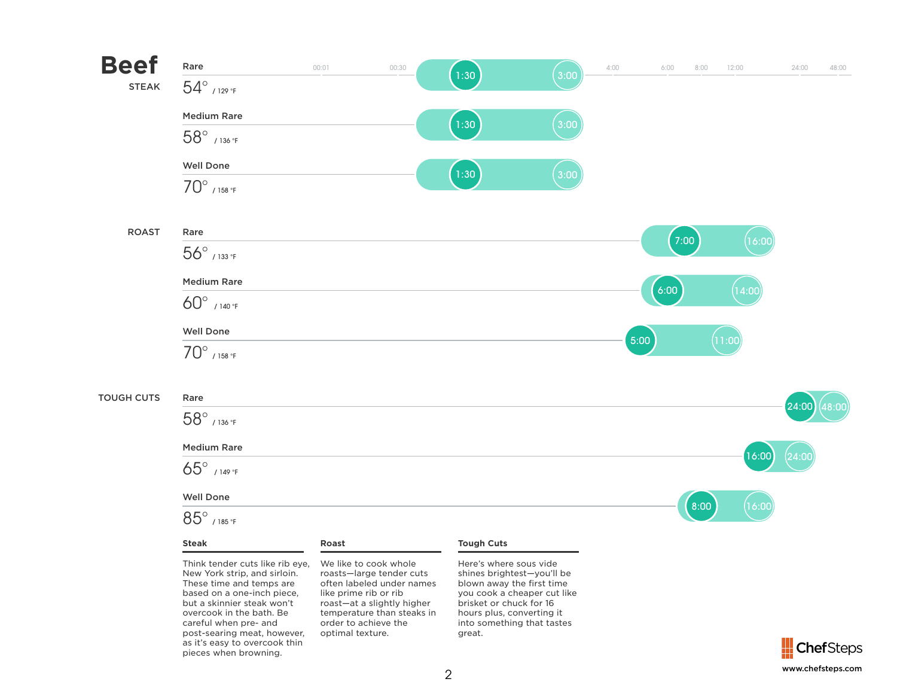# Beef

| Cut | Doneness | Temperature | Min time | Max time |
| --- | --- | --- | --- | --- |
| STEAK | Rare | 54° / 129 °F | 1:30 | 3:00 |
| | Medium Rare | 58° / 136 °F | 1:30 | 3:00 |
| | Well Done | 70° / 158 °F | 1:30 | 3:00 |
| ROAST | Rare | 56° / 133 °F | 7:00 | 16:00 |
| | Medium Rare | 60° / 140 °F | 6:00 | 14:00 |
| | Well Done | 70° / 158 °F | 5:00 | 11:00 |
| TOUGH CUTS | Rare | 58° / 136 °F | 24:00 | 48:00 |
| | Medium Rare | 65° / 149 °F | 16:00 | 24:00 |
| | Well Done | 85° / 185 °F | 8:00 | 16:00 |

Time scale: 00:01, 00:30, 4:00, 6:00, 8:00, 12:00, 24:00, 48:00

**Steak**

Think tender cuts like rib eye, New York strip, and sirloin. These time and temps are based on a one-inch piece, but a skinnier steak won't overcook in the bath. Be careful when pre- and post-searing meat, however, as it's easy to overcook thin pieces when browning.

**Roast**

We like to cook whole roasts—large tender cuts often labeled under names like prime rib or rib roast—at a slightly higher temperature than steaks in order to achieve the optimal texture.

**Tough Cuts**

Here's where sous vide shines brightest—you'll be blown away the first time you cook a cheaper cut like brisket or chuck for 16 hours plus, converting it into something that tastes great.

ChefSteps
www.chefsteps.com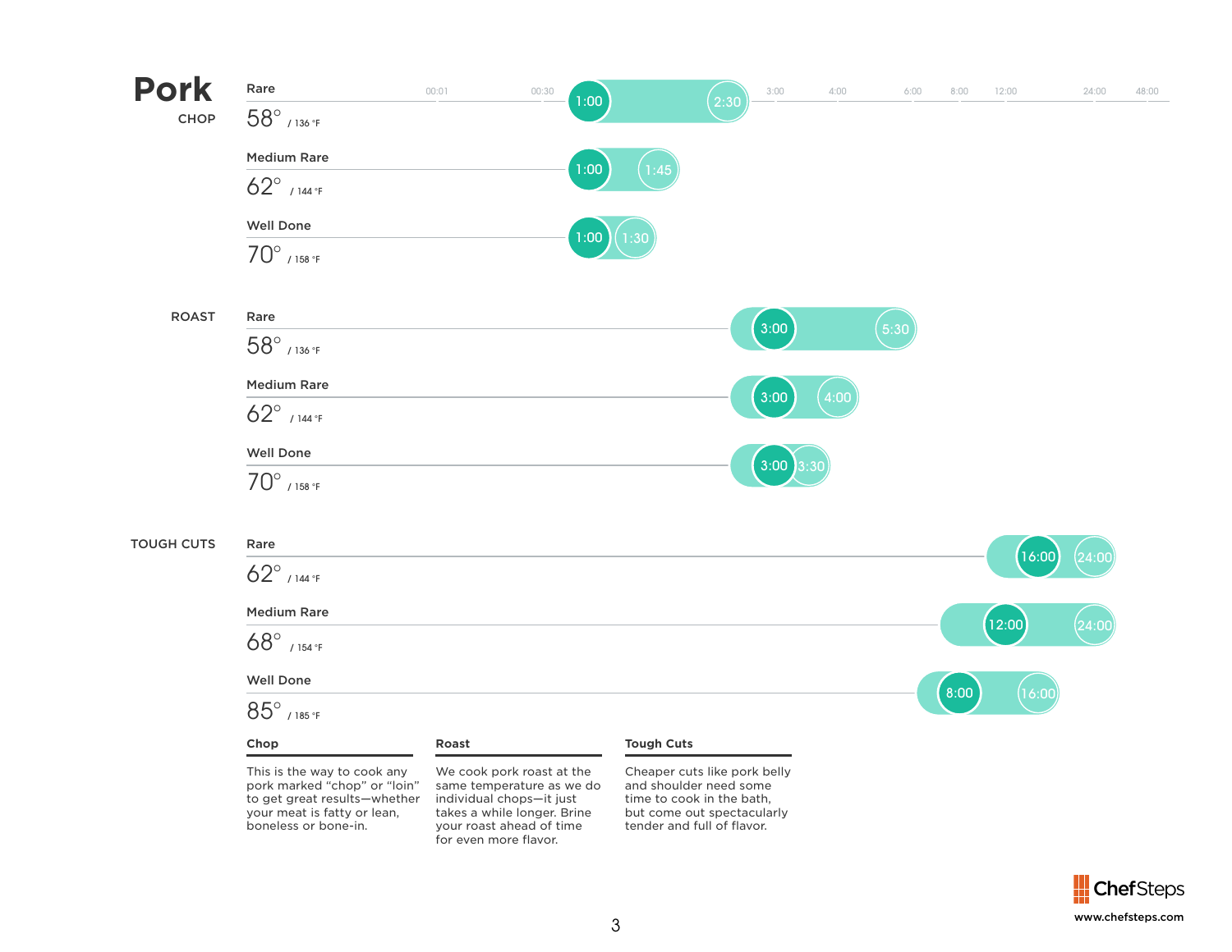# Pork

## CHOP

| Doneness | Temperature | Time (min – max) |
|---|---|---|
| Rare | 58° / 136 °F | 1:00 – 2:30 |
| Medium Rare | 62° / 144 °F | 1:00 – 1:45 |
| Well Done | 70° / 158 °F | 1:00 – 1:30 |

## ROAST

| Doneness | Temperature | Time (min – max) |
|---|---|---|
| Rare | 58° / 136 °F | 3:00 – 5:30 |
| Medium Rare | 62° / 144 °F | 3:00 – 4:00 |
| Well Done | 70° / 158 °F | 3:00 – 3:30 |

## TOUGH CUTS

| Doneness | Temperature | Time (min – max) |
|---|---|---|
| Rare | 62° / 144 °F | 16:00 – 24:00 |
| Medium Rare | 68° / 154 °F | 12:00 – 24:00 |
| Well Done | 85° / 185 °F | 8:00 – 16:00 |

Timeline scale: 00:01, 00:30, 1:00, 3:00, 4:00, 6:00, 8:00, 12:00, 24:00, 48:00

### Chop

This is the way to cook any pork marked "chop" or "loin" to get great results—whether your meat is fatty or lean, boneless or bone-in.

### Roast

We cook pork roast at the same temperature as we do individual chops—it just takes a while longer. Brine your roast ahead of time for even more flavor.

### Tough Cuts

Cheaper cuts like pork belly and shoulder need some time to cook in the bath, but come out spectacularly tender and full of flavor.

ChefSteps
www.chefsteps.com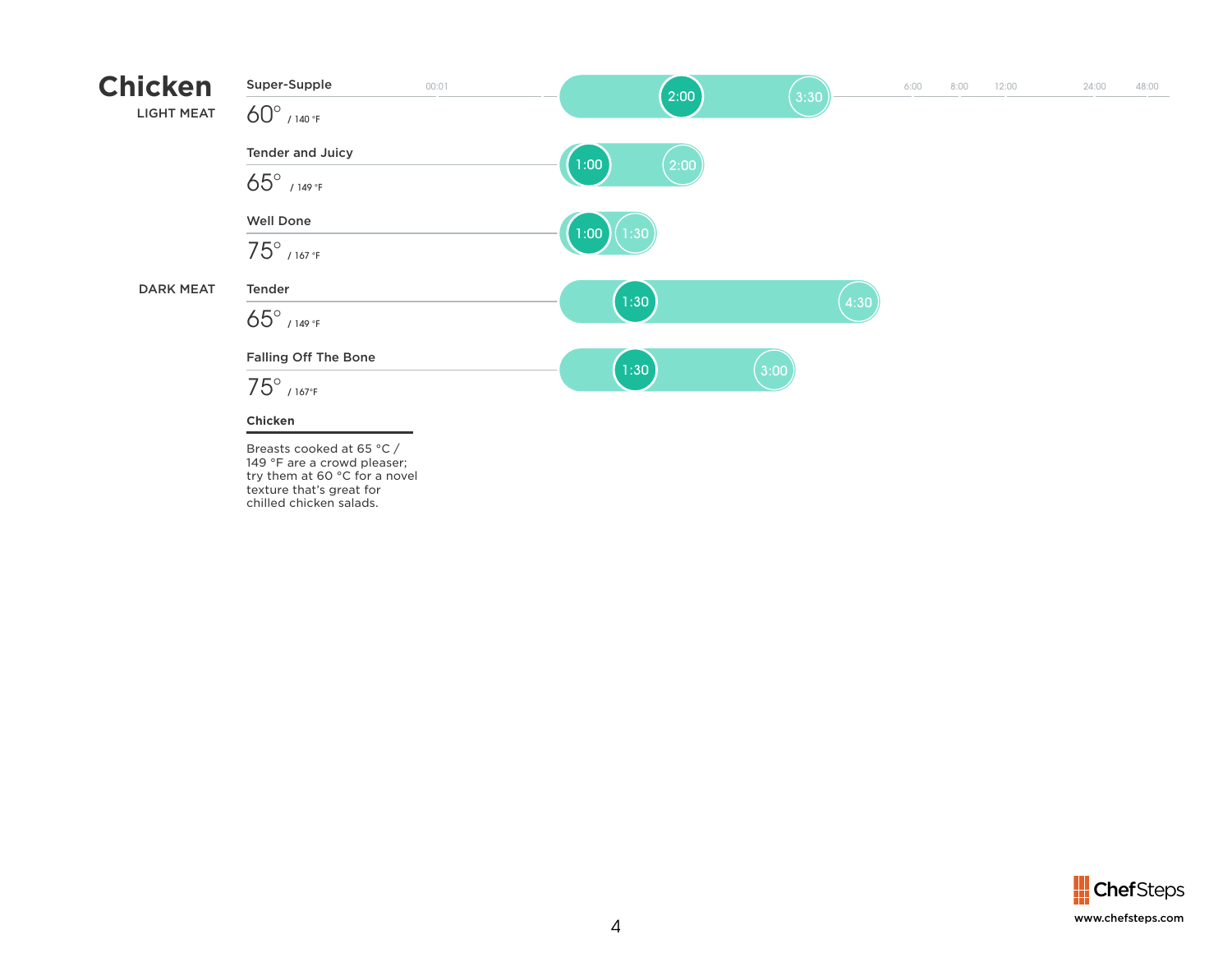# Chicken

| | Doneness | Temperature | Min time | Max time |
|---|---|---|---|---|
| LIGHT MEAT | Super-Supple | 60° / 140 °F | 2:00 | 3:30 |
| | Tender and Juicy | 65° / 149 °F | 1:00 | 2:00 |
| | Well Done | 75° / 167 °F | 1:00 | 1:30 |
| DARK MEAT | Tender | 65° / 149 °F | 1:30 | 4:30 |
| | Falling Off The Bone | 75° / 167°F | 1:30 | 3:00 |

Timeline scale: 00:01, 6:00, 8:00, 12:00, 24:00, 48:00

**Chicken**

Breasts cooked at 65 °C / 149 °F are a crowd pleaser; try them at 60 °C for a novel texture that's great for chilled chicken salads.

ChefSteps
www.chefsteps.com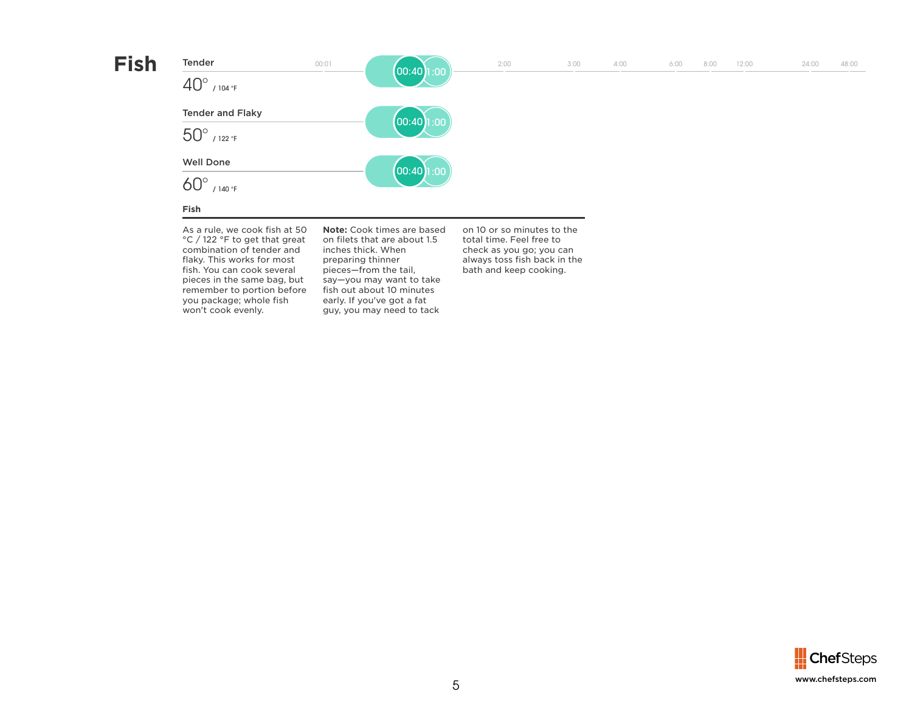# Fish

| Doneness | Temperature | Cook time |
| --- | --- | --- |
| Tender | 40° / 104 °F | 00:40 – 1:00 |
| Tender and Flaky | 50° / 122 °F | 00:40 – 1:00 |
| Well Done | 60° / 140 °F | 00:40 – 1:00 |

**Fish**

As a rule, we cook fish at 50 °C / 122 °F to get that great combination of tender and flaky. This works for most fish. You can cook several pieces in the same bag, but remember to portion before you package; whole fish won't cook evenly.

**Note:** Cook times are based on filets that are about 1.5 inches thick. When preparing thinner pieces—from the tail, say—you may want to take fish out about 10 minutes early. If you've got a fat guy, you may need to tack on 10 or so minutes to the total time. Feel free to check as you go; you can always toss fish back in the bath and keep cooking.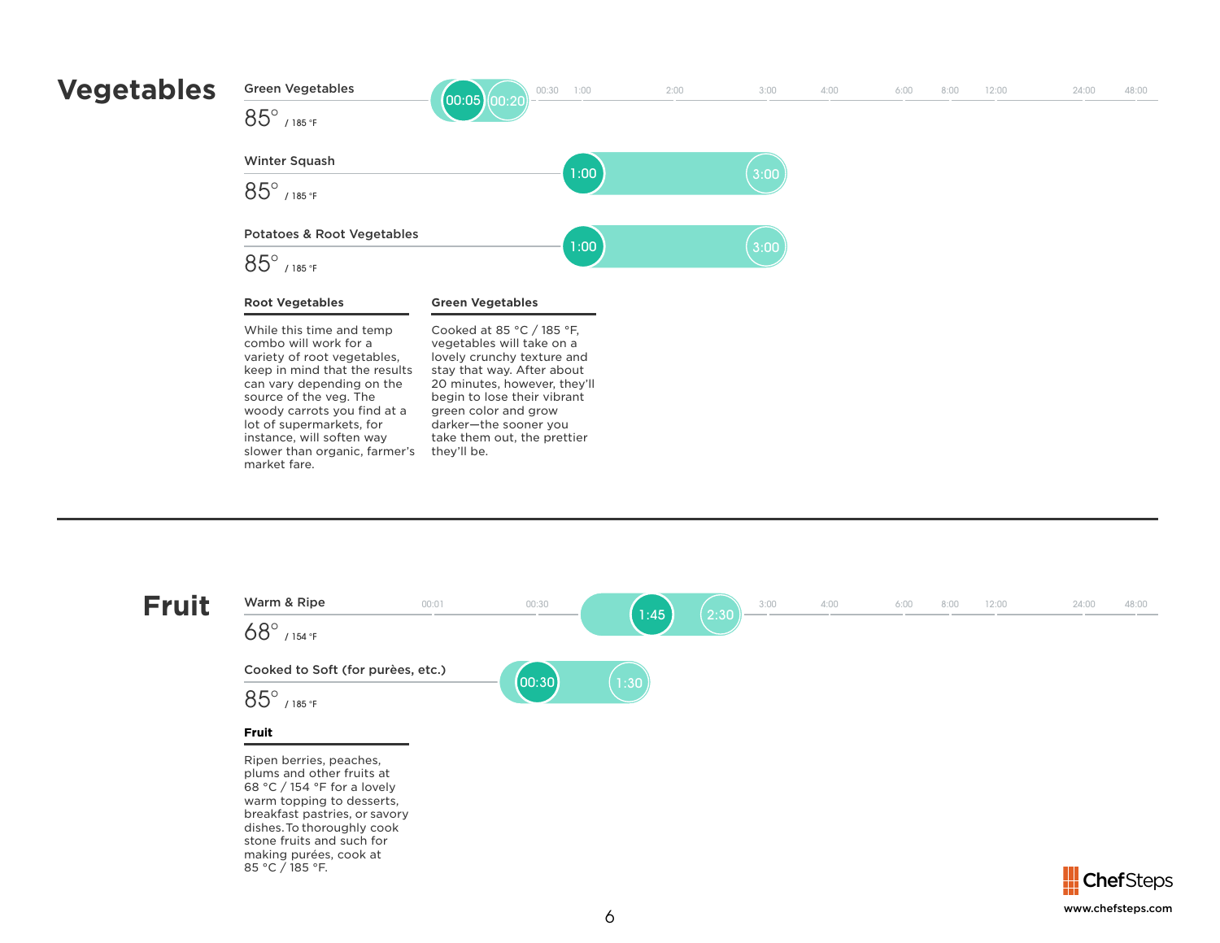# Vegetables

**Green Vegetables**

85° / 185 °F

00:05 00:20

00:30 1:00 2:00 3:00 4:00 6:00 8:00 12:00 24:00 48:00

**Winter Squash**

85° / 185 °F

1:00 3:00

**Potatoes & Root Vegetables**

85° / 185 °F

1:00 3:00

**Root Vegetables**

While this time and temp combo will work for a variety of root vegetables, keep in mind that the results can vary depending on the source of the veg. The woody carrots you find at a lot of supermarkets, for instance, will soften way slower than organic, farmer's market fare.

**Green Vegetables**

Cooked at 85 °C / 185 °F, vegetables will take on a lovely crunchy texture and stay that way. After about 20 minutes, however, they'll begin to lose their vibrant green color and grow darker—the sooner you take them out, the prettier they'll be.

---

# Fruit

**Warm & Ripe**

68° / 154 °F

1:45 2:30

00:01 00:30 3:00 4:00 6:00 8:00 12:00 24:00 48:00

**Cooked to Soft (for purèes, etc.)**

85° / 185 °F

00:30 1:30

**Fruit**

Ripen berries, peaches, plums and other fruits at 68 °C / 154 °F for a lovely warm topping to desserts, breakfast pastries, or savory dishes. To thoroughly cook stone fruits and such for making purées, cook at 85 °C / 185 °F.

ChefSteps
www.chefsteps.com